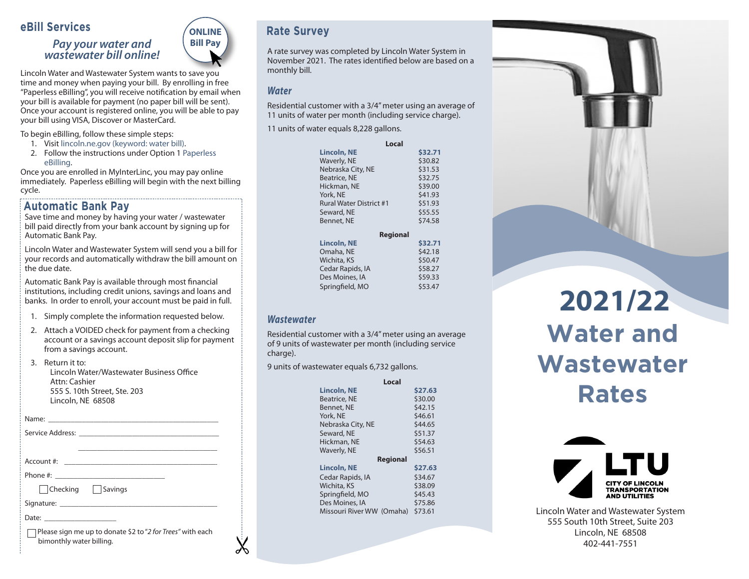## eBill Services

*Pay your water and wastewater bill online!*

ONLINE Bill Pay

Lincoln Water and Wastewater System wants to save you time and money when paying your bill. By enrolling in free "Paperless eBilling", you will receive notification by email when your bill is available for payment (no paper bill will be sent). Once your account is registered online, you will be able to pay your bill using VISA, Discover or MasterCard.

To begin eBilling, follow these simple steps:

1. Visit lincoln.ne.gov (keyword: water bill).
2. Follow the instructions under Option 1 Paperless eBilling.

Once you are enrolled in MyInterLinc, you may pay online immediately. Paperless eBilling will begin with the next billing cycle.

## Automatic Bank Pay

Save time and money by having your water / wastewater bill paid directly from your bank account by signing up for Automatic Bank Pay.

Lincoln Water and Wastewater System will send you a bill for your records and automatically withdraw the bill amount on the due date.

Automatic Bank Pay is available through most financial institutions, including credit unions, savings and loans and banks. In order to enroll, your account must be paid in full.

1. Simply complete the information requested below.
2. Attach a VOIDED check for payment from a checking account or a savings account deposit slip for payment from a savings account.
3. Return it to:
   Lincoln Water/Wastewater Business Office
   Attn: Cashier
   555 S. 10th Street, Ste. 203
   Lincoln, NE 68508

Name: ____________________

Service Address: ____________________

____________________

Account #: ____________________

Phone #: ____________________

☐ Checking ☐ Savings

Signature: ____________________

Date: ____________________

☐ Please sign me up to donate $2 to *"2 for Trees"* with each bimonthly water billing.

## Rate Survey

A rate survey was completed by Lincoln Water System in November 2021. The rates identified below are based on a monthly bill.

### Water

Residential customer with a 3/4" meter using an average of 11 units of water per month (including service charge).

11 units of water equals 8,228 gallons.

| Local | |
|---|---|
| **Lincoln, NE** | **$32.71** |
| Waverly, NE | $30.82 |
| Nebraska City, NE | $31.53 |
| Beatrice, NE | $32.75 |
| Hickman, NE | $39.00 |
| York, NE | $41.93 |
| Rural Water District #1 | $51.93 |
| Seward, NE | $55.55 |
| Bennet, NE | $74.58 |

| Regional | |
|---|---|
| **Lincoln, NE** | **$32.71** |
| Omaha, NE | $42.18 |
| Wichita, KS | $50.47 |
| Cedar Rapids, IA | $58.27 |
| Des Moines, IA | $59.33 |
| Springfield, MO | $53.47 |

### Wastewater

Residential customer with a 3/4" meter using an average of 9 units of wastewater per month (including service charge).

9 units of wastewater equals 6,732 gallons.

| Local | |
|---|---|
| **Lincoln, NE** | **$27.63** |
| Beatrice, NE | $30.00 |
| Bennet, NE | $42.15 |
| York, NE | $46.61 |
| Nebraska City, NE | $44.65 |
| Seward, NE | $51.37 |
| Hickman, NE | $54.63 |
| Waverly, NE | $56.51 |

| Regional | |
|---|---|
| **Lincoln, NE** | **$27.63** |
| Cedar Rapids, IA | $34.67 |
| Wichita, KS | $38.09 |
| Springfield, MO | $45.43 |
| Des Moines, IA | $75.86 |
| Missouri River WW (Omaha) | $73.61 |

# 2021/22 Water and Wastewater Rates

LTU
CITY OF LINCOLN TRANSPORTATION AND UTILITIES

Lincoln Water and Wastewater System
555 South 10th Street, Suite 203
Lincoln, NE 68508
402-441-7551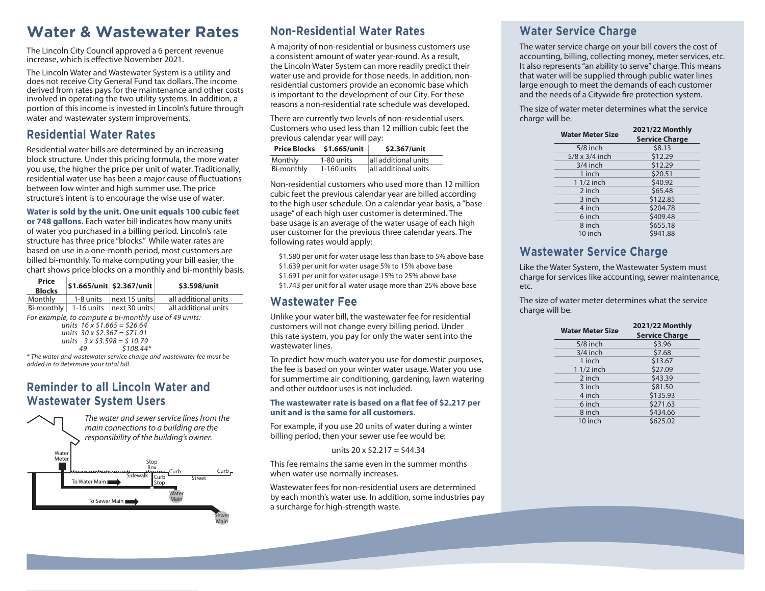# Water & Wastewater Rates

The Lincoln City Council approved a 6 percent revenue increase, which is effective November 2021.

The Lincoln Water and Wastewater System is a utility and does not receive City General Fund tax dollars. The income derived from rates pays for the maintenance and other costs involved in operating the two utility systems. In addition, a portion of this income is invested in Lincoln's future through water and wastewater system improvements.

## Residential Water Rates

Residential water bills are determined by an increasing block structure. Under this pricing formula, the more water you use, the higher the price per unit of water. Traditionally, residential water use has been a major cause of fluctuations between low winter and high summer use. The price structure's intent is to encourage the wise use of water.

**Water is sold by the unit. One unit equals 100 cubic feet or 748 gallons.** Each water bill indicates how many units of water you purchased in a billing period. Lincoln's rate structure has three price "blocks." While water rates are based on use in a one-month period, most customers are billed bi-monthly. To make computing your bill easier, the chart shows price blocks on a monthly and bi-monthly basis.

| Price Blocks | $1.665/unit | $2.367/unit | $3.598/unit |
|---|---|---|---|
| Monthly | 1-8 units | next 15 units | all additional units |
| Bi-monthly | 1-16 units | next 30 units | all additional units |

*For example, to compute a bi-monthly use of 49 units:*

*units 16 x $1.665 = $26.64*
*units 30 x $2.367 = $71.01*
*units 3 x $3.598 = $ 10.79*
*49 $108.44**

*\* The water and wastewater service charge and wastewater fee must be added in to determine your total bill.*

## Reminder to all Lincoln Water and Wastewater System Users

*The water and sewer service lines from the main connections to a building are the responsibility of the building's owner.*

Water Meter
Stop Box
Sidewalk
Curb
Curb Stop
Street
Curb
To Water Main
Water Main
To Sewer Main
Sewer Main

## Non-Residential Water Rates

A majority of non-residential or business customers use a consistent amount of water year-round. As a result, the Lincoln Water System can more readily predict their water use and provide for those needs. In addition, non-residential customers provide an economic base which is important to the development of our City. For these reasons a non-residential rate schedule was developed.

There are currently two levels of non-residential users. Customers who used less than 12 million cubic feet the previous calendar year will pay:

| Price Blocks | $1.665/unit | $2.367/unit |
|---|---|---|
| Monthly | 1-80 units | all additional units |
| Bi-monthly | 1-160 units | all additional units |

Non-residential customers who used more than 12 million cubic feet the previous calendar year are billed according to the high user schedule. On a calendar-year basis, a "base usage" of each high user customer is determined. The base usage is an average of the water usage of each high user customer for the previous three calendar years. The following rates would apply:

$1.580 per unit for water usage less than base to 5% above base
$1.639 per unit for water usage 5% to 15% above base
$1.691 per unit for water usage 15% to 25% above base
$1.743 per unit for all water usage more than 25% above base

## Wastewater Fee

Unlike your water bill, the wastewater fee for residential customers will not change every billing period. Under this rate system, you pay for only the water sent into the wastewater lines.

To predict how much water you use for domestic purposes, the fee is based on your winter water usage. Water you use for summertime air conditioning, gardening, lawn watering and other outdoor uses is not included.

**The wastewater rate is based on a flat fee of $2.217 per unit and is the same for all customers.**

For example, if you use 20 units of water during a winter billing period, then your sewer use fee would be:

units 20 x $2.217 = $44.34

This fee remains the same even in the summer months when water use normally increases.

Wastewater fees for non-residential users are determined by each month's water use. In addition, some industries pay a surcharge for high-strength waste.

## Water Service Charge

The water service charge on your bill covers the cost of accounting, billing, collecting money, meter services, etc. It also represents "an ability to serve" charge. This means that water will be supplied through public water lines large enough to meet the demands of each customer and the needs of a Citywide fire protection system.

The size of water meter determines what the service charge will be.

| Water Meter Size | 2021/22 Monthly Service Charge |
|---|---|
| 5/8 inch | $8.13 |
| 5/8 x 3/4 inch | $12.29 |
| 3/4 inch | $12.29 |
| 1 inch | $20.51 |
| 1 1/2 inch | $40.92 |
| 2 inch | $65.48 |
| 3 inch | $122.85 |
| 4 inch | $204.78 |
| 6 inch | $409.48 |
| 8 inch | $655.18 |
| 10 inch | $941.88 |

## Wastewater Service Charge

Like the Water System, the Wastewater System must charge for services like accounting, sewer maintenance, etc.

The size of water meter determines what the service charge will be.

| Water Meter Size | 2021/22 Monthly Service Charge |
|---|---|
| 5/8 inch | $3.96 |
| 3/4 inch | $7.68 |
| 1 inch | $13.67 |
| 1 1/2 inch | $27.09 |
| 2 inch | $43.39 |
| 3 inch | $81.50 |
| 4 inch | $135.93 |
| 6 inch | $271.63 |
| 8 inch | $434.66 |
| 10 inch | $625.02 |